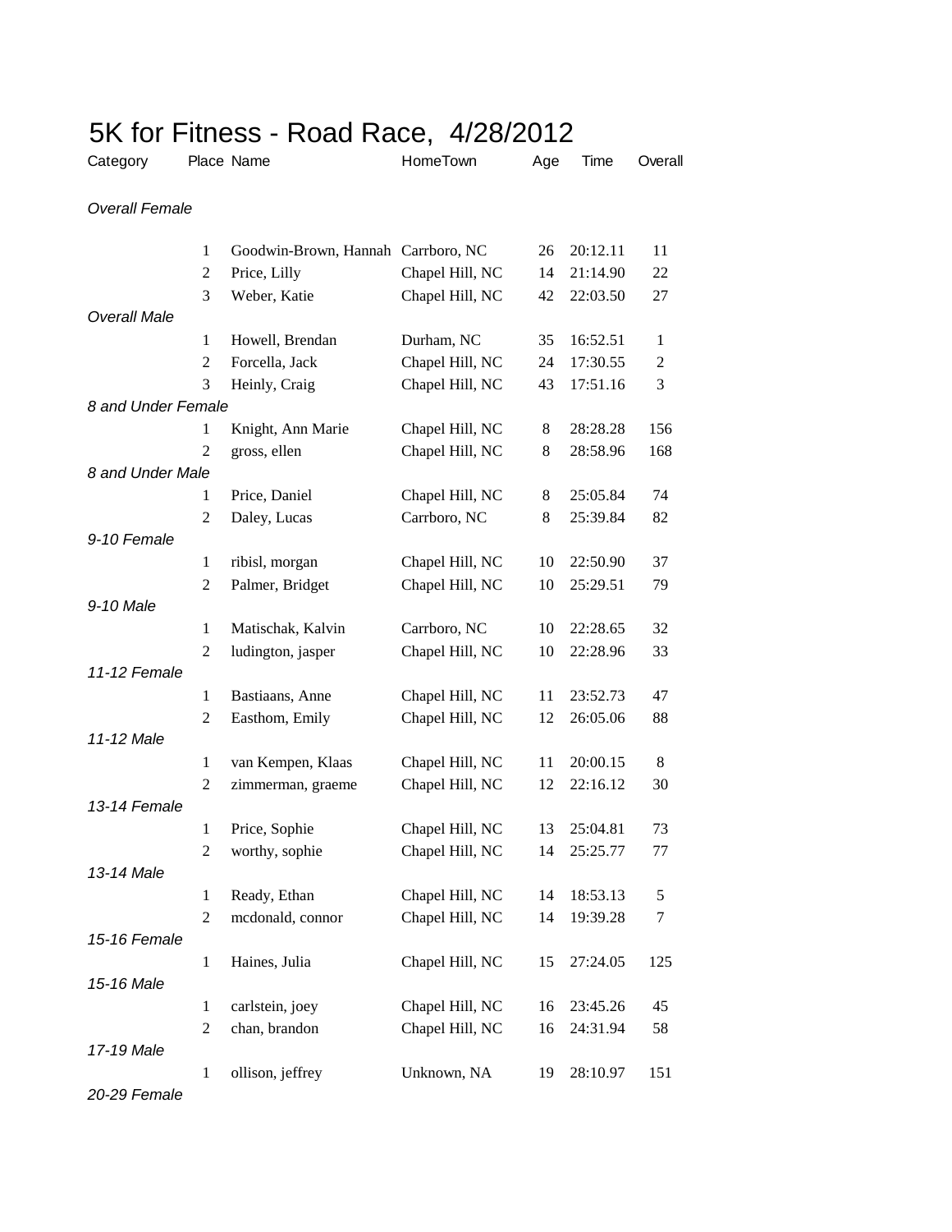# 5K for Fitness - Road Race, 4/28/2012

| Category | Place | Name | HomeTown | Age | Time | Overall |
|---|---|---|---|---|---|---|
| *Overall Female* | | | | | | |
| | 1 | Goodwin-Brown, Hannah | Carrboro, NC | 26 | 20:12.11 | 11 |
| | 2 | Price, Lilly | Chapel Hill, NC | 14 | 21:14.90 | 22 |
| | 3 | Weber, Katie | Chapel Hill, NC | 42 | 22:03.50 | 27 |
| *Overall Male* | | | | | | |
| | 1 | Howell, Brendan | Durham, NC | 35 | 16:52.51 | 1 |
| | 2 | Forcella, Jack | Chapel Hill, NC | 24 | 17:30.55 | 2 |
| | 3 | Heinly, Craig | Chapel Hill, NC | 43 | 17:51.16 | 3 |
| *8 and Under Female* | | | | | | |
| | 1 | Knight, Ann Marie | Chapel Hill, NC | 8 | 28:28.28 | 156 |
| | 2 | gross, ellen | Chapel Hill, NC | 8 | 28:58.96 | 168 |
| *8 and Under Male* | | | | | | |
| | 1 | Price, Daniel | Chapel Hill, NC | 8 | 25:05.84 | 74 |
| | 2 | Daley, Lucas | Carrboro, NC | 8 | 25:39.84 | 82 |
| *9-10 Female* | | | | | | |
| | 1 | ribisl, morgan | Chapel Hill, NC | 10 | 22:50.90 | 37 |
| | 2 | Palmer, Bridget | Chapel Hill, NC | 10 | 25:29.51 | 79 |
| *9-10 Male* | | | | | | |
| | 1 | Matischak, Kalvin | Carrboro, NC | 10 | 22:28.65 | 32 |
| | 2 | ludington, jasper | Chapel Hill, NC | 10 | 22:28.96 | 33 |
| *11-12 Female* | | | | | | |
| | 1 | Bastiaans, Anne | Chapel Hill, NC | 11 | 23:52.73 | 47 |
| | 2 | Easthom, Emily | Chapel Hill, NC | 12 | 26:05.06 | 88 |
| *11-12 Male* | | | | | | |
| | 1 | van Kempen, Klaas | Chapel Hill, NC | 11 | 20:00.15 | 8 |
| | 2 | zimmerman, graeme | Chapel Hill, NC | 12 | 22:16.12 | 30 |
| *13-14 Female* | | | | | | |
| | 1 | Price, Sophie | Chapel Hill, NC | 13 | 25:04.81 | 73 |
| | 2 | worthy, sophie | Chapel Hill, NC | 14 | 25:25.77 | 77 |
| *13-14 Male* | | | | | | |
| | 1 | Ready, Ethan | Chapel Hill, NC | 14 | 18:53.13 | 5 |
| | 2 | mcdonald, connor | Chapel Hill, NC | 14 | 19:39.28 | 7 |
| *15-16 Female* | | | | | | |
| | 1 | Haines, Julia | Chapel Hill, NC | 15 | 27:24.05 | 125 |
| *15-16 Male* | | | | | | |
| | 1 | carlstein, joey | Chapel Hill, NC | 16 | 23:45.26 | 45 |
| | 2 | chan, brandon | Chapel Hill, NC | 16 | 24:31.94 | 58 |
| *17-19 Male* | | | | | | |
| | 1 | ollison, jeffrey | Unknown, NA | 19 | 28:10.97 | 151 |
| *20-29 Female* | | | | | | |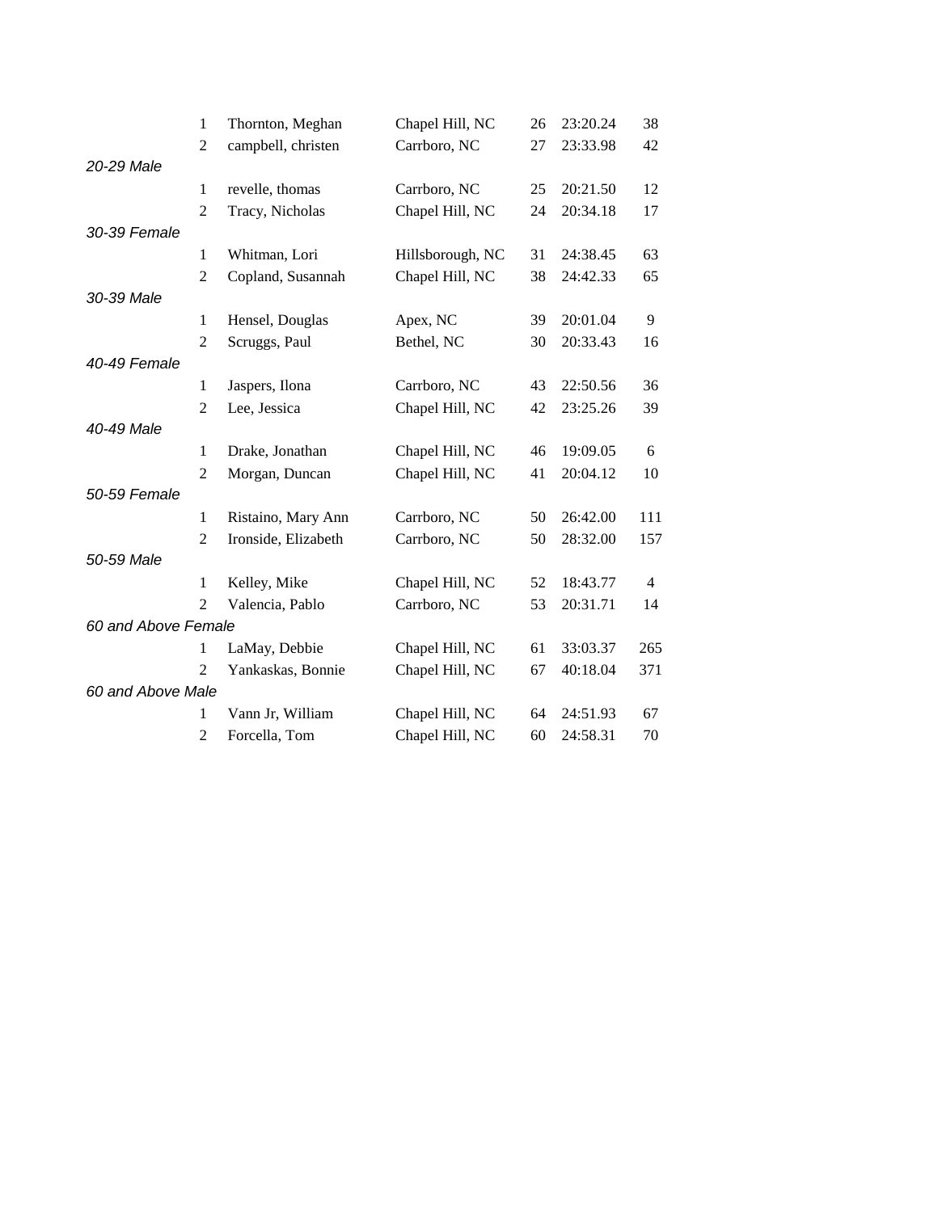| | | | | | | |
|---|---|---|---|---|---|---|
| | 1 | Thornton, Meghan | Chapel Hill, NC | 26 | 23:20.24 | 38 |
| | 2 | campbell, christen | Carrboro, NC | 27 | 23:33.98 | 42 |
| *20-29 Male* | | | | | | |
| | 1 | revelle, thomas | Carrboro, NC | 25 | 20:21.50 | 12 |
| | 2 | Tracy, Nicholas | Chapel Hill, NC | 24 | 20:34.18 | 17 |
| *30-39 Female* | | | | | | |
| | 1 | Whitman, Lori | Hillsborough, NC | 31 | 24:38.45 | 63 |
| | 2 | Copland, Susannah | Chapel Hill, NC | 38 | 24:42.33 | 65 |
| *30-39 Male* | | | | | | |
| | 1 | Hensel, Douglas | Apex, NC | 39 | 20:01.04 | 9 |
| | 2 | Scruggs, Paul | Bethel, NC | 30 | 20:33.43 | 16 |
| *40-49 Female* | | | | | | |
| | 1 | Jaspers, Ilona | Carrboro, NC | 43 | 22:50.56 | 36 |
| | 2 | Lee, Jessica | Chapel Hill, NC | 42 | 23:25.26 | 39 |
| *40-49 Male* | | | | | | |
| | 1 | Drake, Jonathan | Chapel Hill, NC | 46 | 19:09.05 | 6 |
| | 2 | Morgan, Duncan | Chapel Hill, NC | 41 | 20:04.12 | 10 |
| *50-59 Female* | | | | | | |
| | 1 | Ristaino, Mary Ann | Carrboro, NC | 50 | 26:42.00 | 111 |
| | 2 | Ironside, Elizabeth | Carrboro, NC | 50 | 28:32.00 | 157 |
| *50-59 Male* | | | | | | |
| | 1 | Kelley, Mike | Chapel Hill, NC | 52 | 18:43.77 | 4 |
| | 2 | Valencia, Pablo | Carrboro, NC | 53 | 20:31.71 | 14 |
| *60 and Above Female* | | | | | | |
| | 1 | LaMay, Debbie | Chapel Hill, NC | 61 | 33:03.37 | 265 |
| | 2 | Yankaskas, Bonnie | Chapel Hill, NC | 67 | 40:18.04 | 371 |
| *60 and Above Male* | | | | | | |
| | 1 | Vann Jr, William | Chapel Hill, NC | 64 | 24:51.93 | 67 |
| | 2 | Forcella, Tom | Chapel Hill, NC | 60 | 24:58.31 | 70 |